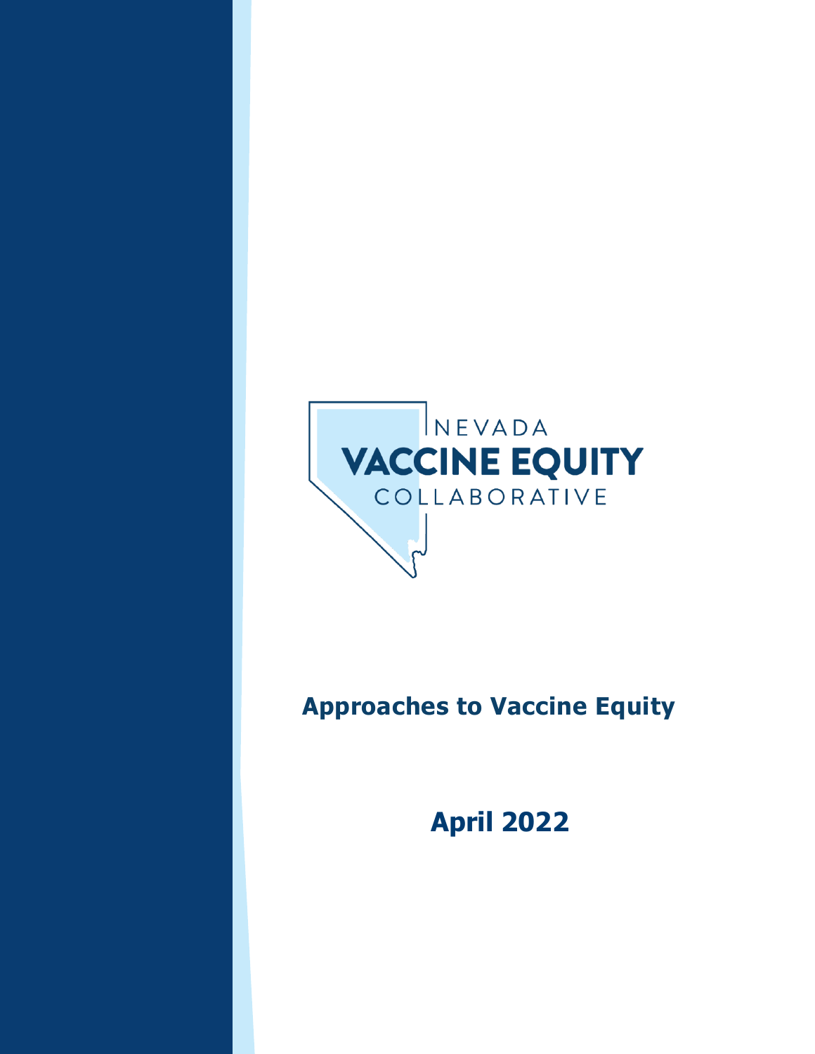NEVADA

**VACCINE EQUITY**

COLLABORATIVE

# Approaches to Vaccine Equity

## April 2022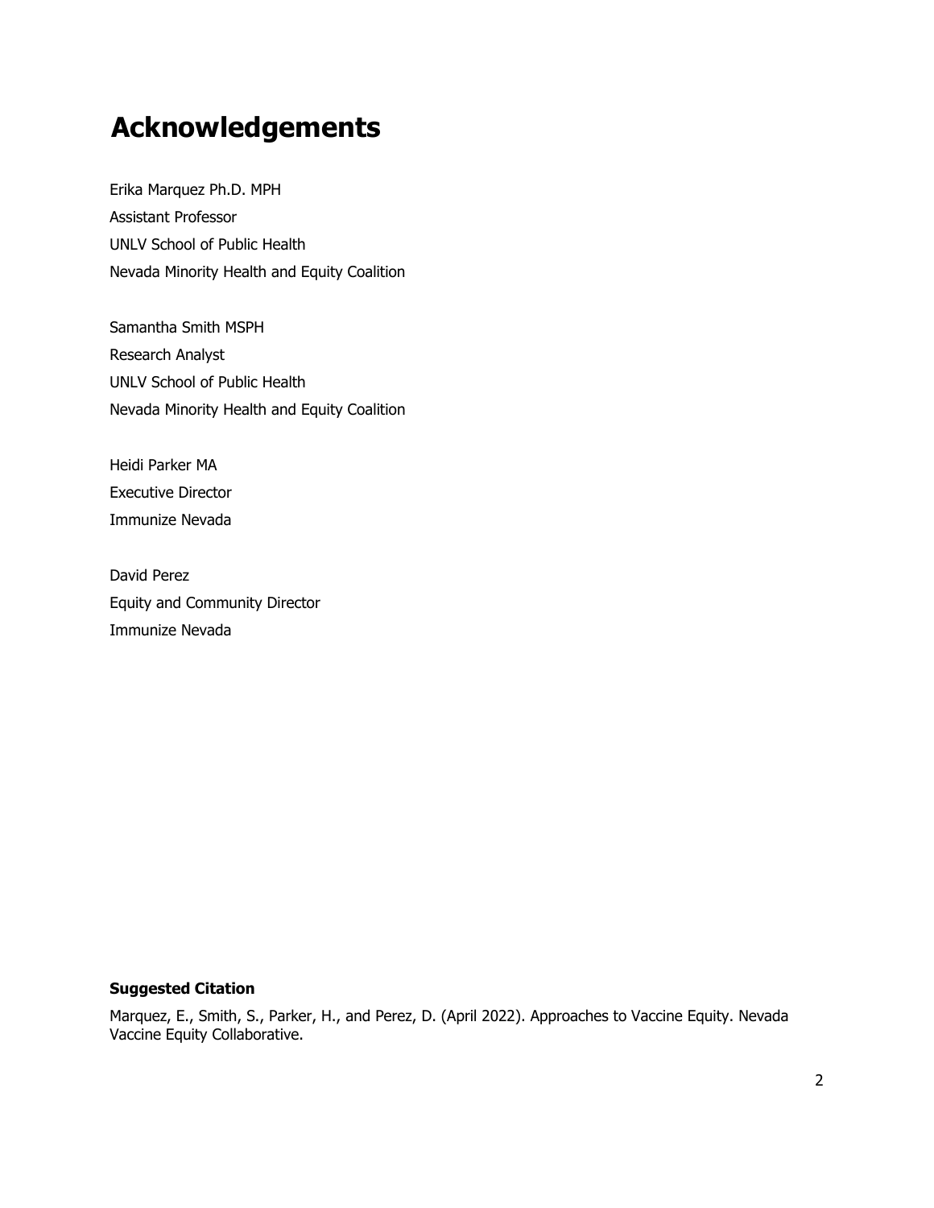# Acknowledgements

Erika Marquez Ph.D. MPH
Assistant Professor
UNLV School of Public Health
Nevada Minority Health and Equity Coalition

Samantha Smith MSPH
Research Analyst
UNLV School of Public Health
Nevada Minority Health and Equity Coalition

Heidi Parker MA
Executive Director
Immunize Nevada

David Perez
Equity and Community Director
Immunize Nevada

**Suggested Citation**

Marquez, E., Smith, S., Parker, H., and Perez, D. (April 2022). Approaches to Vaccine Equity. Nevada Vaccine Equity Collaborative.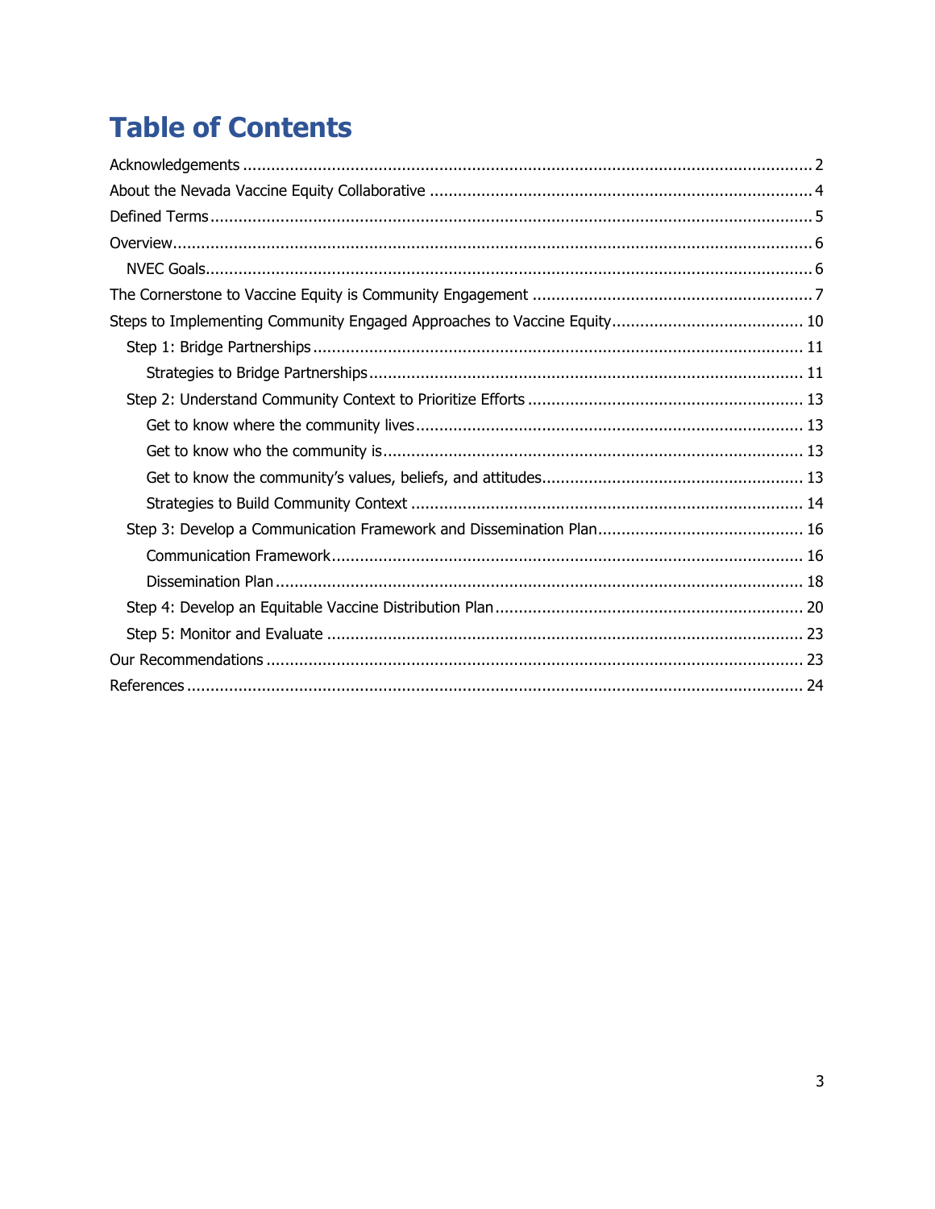# Table of Contents

Acknowledgements ........................................................................................................................ 2
About the Nevada Vaccine Equity Collaborative ................................................................................ 4
Defined Terms ............................................................................................................................... 5
Overview ....................................................................................................................................... 6
  NVEC Goals ................................................................................................................................ 6
The Cornerstone to Vaccine Equity is Community Engagement ........................................................... 7
Steps to Implementing Community Engaged Approaches to Vaccine Equity ......................................... 10
  Step 1: Bridge Partnerships ......................................................................................................... 11
    Strategies to Bridge Partnerships ............................................................................................. 11
  Step 2: Understand Community Context to Prioritize Efforts ........................................................... 13
    Get to know where the community lives .................................................................................... 13
    Get to know who the community is ........................................................................................... 13
    Get to know the community's values, beliefs, and attitudes ........................................................ 13
    Strategies to Build Community Context .................................................................................... 14
  Step 3: Develop a Communication Framework and Dissemination Plan ............................................ 16
    Communication Framework ..................................................................................................... 16
    Dissemination Plan ................................................................................................................. 18
  Step 4: Develop an Equitable Vaccine Distribution Plan ................................................................. 20
  Step 5: Monitor and Evaluate ..................................................................................................... 23
Our Recommendations ................................................................................................................. 23
References .................................................................................................................................. 24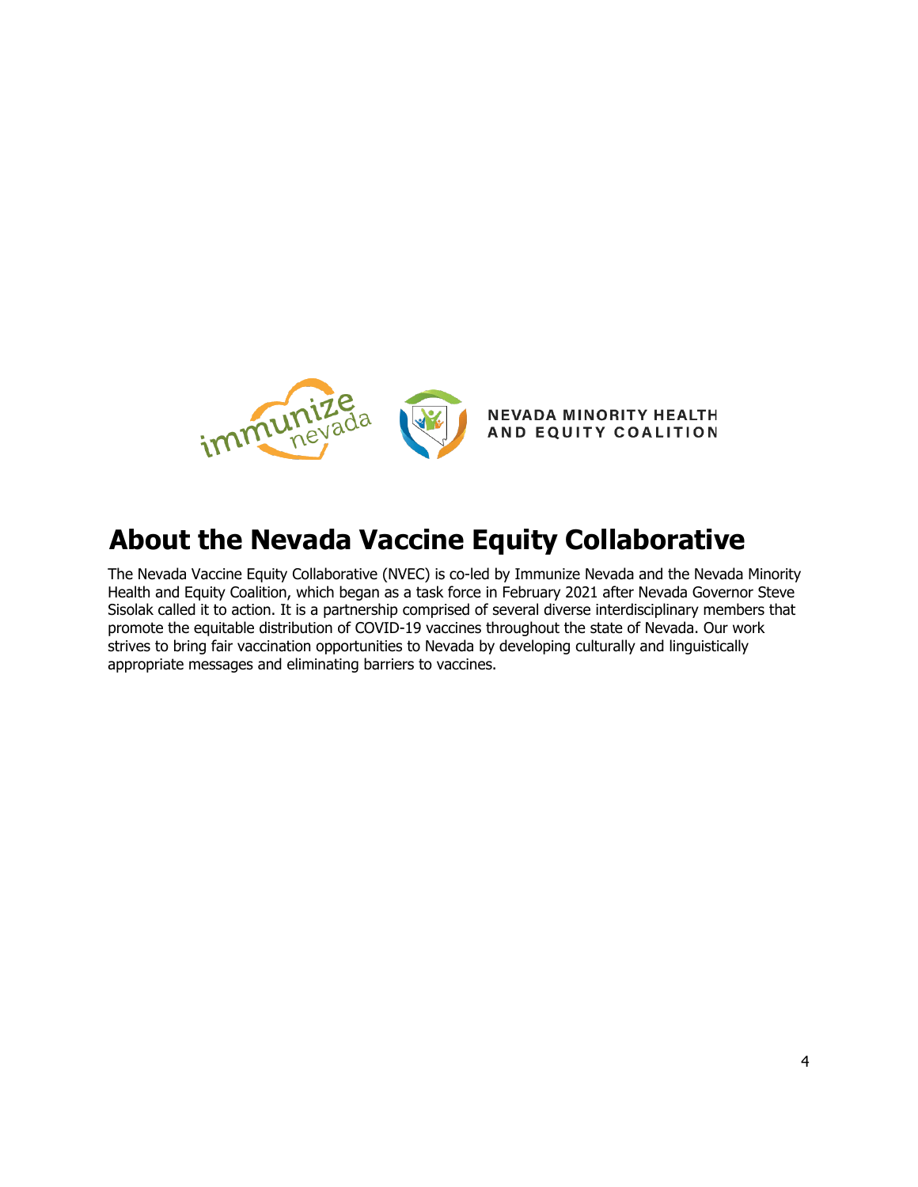## About the Nevada Vaccine Equity Collaborative

The Nevada Vaccine Equity Collaborative (NVEC) is co-led by Immunize Nevada and the Nevada Minority Health and Equity Coalition, which began as a task force in February 2021 after Nevada Governor Steve Sisolak called it to action. It is a partnership comprised of several diverse interdisciplinary members that promote the equitable distribution of COVID-19 vaccines throughout the state of Nevada. Our work strives to bring fair vaccination opportunities to Nevada by developing culturally and linguistically appropriate messages and eliminating barriers to vaccines.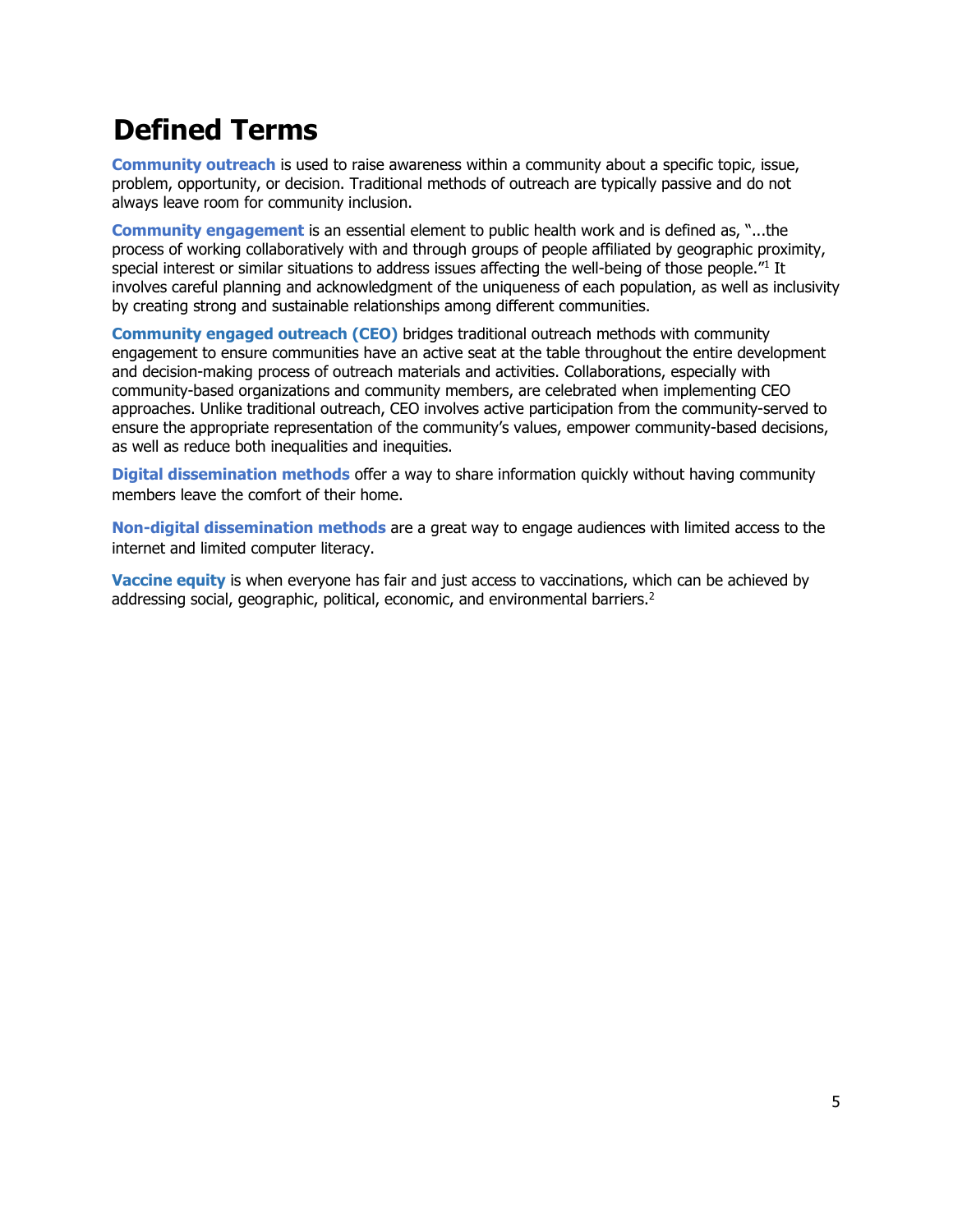# Defined Terms

**Community outreach** is used to raise awareness within a community about a specific topic, issue, problem, opportunity, or decision. Traditional methods of outreach are typically passive and do not always leave room for community inclusion.

**Community engagement** is an essential element to public health work and is defined as, "...the process of working collaboratively with and through groups of people affiliated by geographic proximity, special interest or similar situations to address issues affecting the well-being of those people."[1] It involves careful planning and acknowledgment of the uniqueness of each population, as well as inclusivity by creating strong and sustainable relationships among different communities.

**Community engaged outreach (CEO)** bridges traditional outreach methods with community engagement to ensure communities have an active seat at the table throughout the entire development and decision-making process of outreach materials and activities. Collaborations, especially with community-based organizations and community members, are celebrated when implementing CEO approaches. Unlike traditional outreach, CEO involves active participation from the community-served to ensure the appropriate representation of the community's values, empower community-based decisions, as well as reduce both inequalities and inequities.

**Digital dissemination methods** offer a way to share information quickly without having community members leave the comfort of their home.

**Non-digital dissemination methods** are a great way to engage audiences with limited access to the internet and limited computer literacy.

**Vaccine equity** is when everyone has fair and just access to vaccinations, which can be achieved by addressing social, geographic, political, economic, and environmental barriers.[2]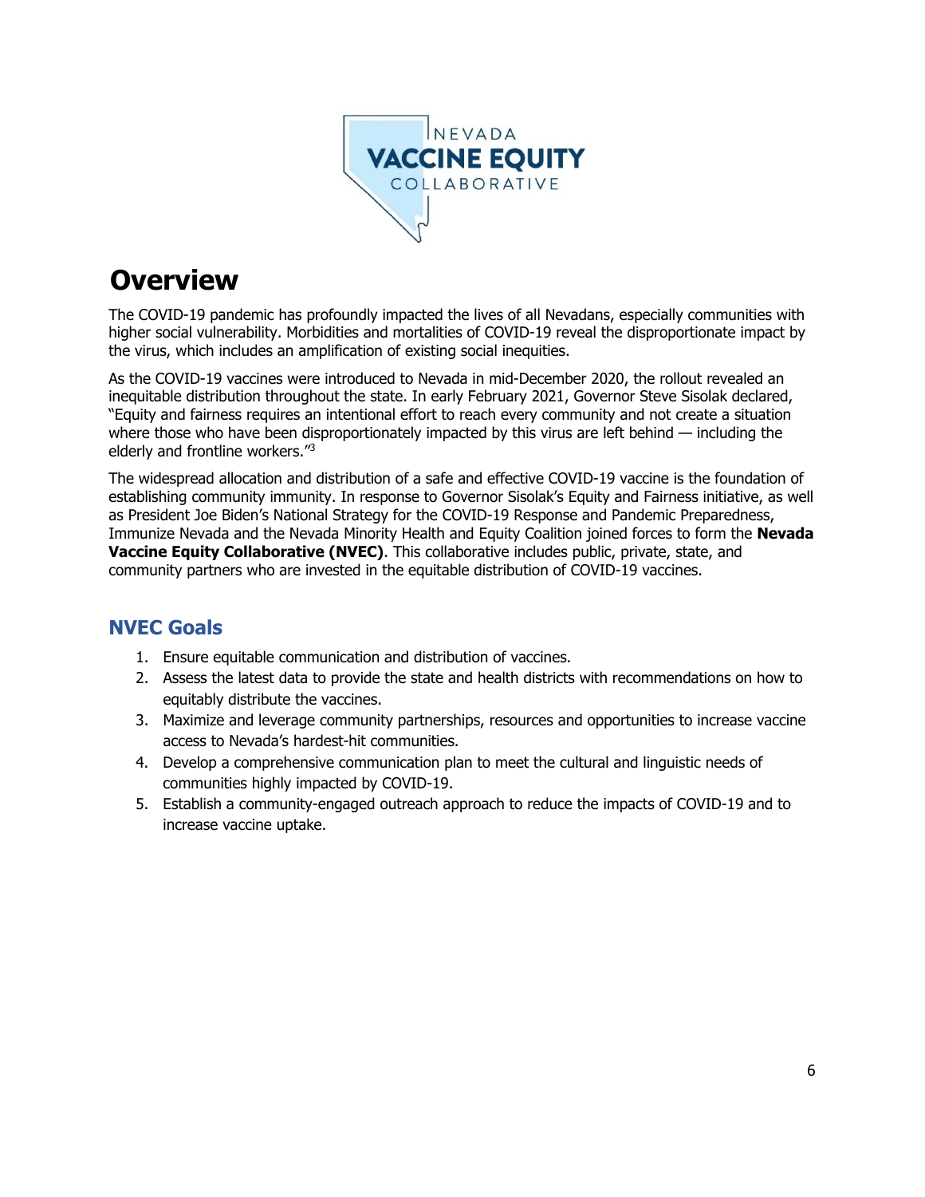# Overview

The COVID-19 pandemic has profoundly impacted the lives of all Nevadans, especially communities with higher social vulnerability. Morbidities and mortalities of COVID-19 reveal the disproportionate impact by the virus, which includes an amplification of existing social inequities.

As the COVID-19 vaccines were introduced to Nevada in mid-December 2020, the rollout revealed an inequitable distribution throughout the state. In early February 2021, Governor Steve Sisolak declared, "Equity and fairness requires an intentional effort to reach every community and not create a situation where those who have been disproportionately impacted by this virus are left behind — including the elderly and frontline workers."[3]

The widespread allocation and distribution of a safe and effective COVID-19 vaccine is the foundation of establishing community immunity. In response to Governor Sisolak's Equity and Fairness initiative, as well as President Joe Biden's National Strategy for the COVID-19 Response and Pandemic Preparedness, Immunize Nevada and the Nevada Minority Health and Equity Coalition joined forces to form the **Nevada Vaccine Equity Collaborative (NVEC)**. This collaborative includes public, private, state, and community partners who are invested in the equitable distribution of COVID-19 vaccines.

## NVEC Goals

1. Ensure equitable communication and distribution of vaccines.
2. Assess the latest data to provide the state and health districts with recommendations on how to equitably distribute the vaccines.
3. Maximize and leverage community partnerships, resources and opportunities to increase vaccine access to Nevada's hardest-hit communities.
4. Develop a comprehensive communication plan to meet the cultural and linguistic needs of communities highly impacted by COVID-19.
5. Establish a community-engaged outreach approach to reduce the impacts of COVID-19 and to increase vaccine uptake.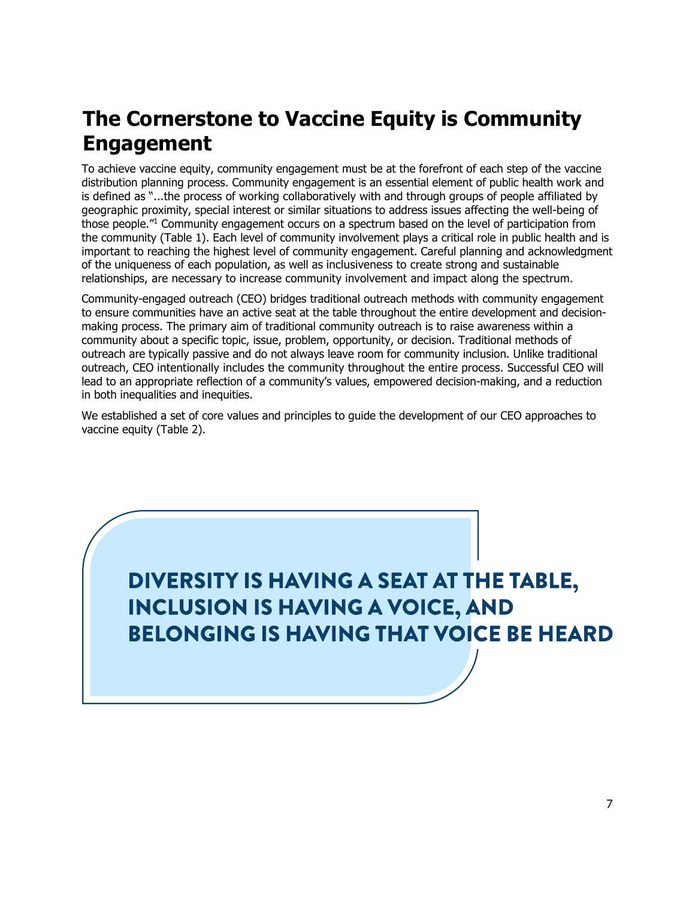# The Cornerstone to Vaccine Equity is Community Engagement

To achieve vaccine equity, community engagement must be at the forefront of each step of the vaccine distribution planning process. Community engagement is an essential element of public health work and is defined as "...the process of working collaboratively with and through groups of people affiliated by geographic proximity, special interest or similar situations to address issues affecting the well-being of those people."[1] Community engagement occurs on a spectrum based on the level of participation from the community (Table 1). Each level of community involvement plays a critical role in public health and is important to reaching the highest level of community engagement. Careful planning and acknowledgment of the uniqueness of each population, as well as inclusiveness to create strong and sustainable relationships, are necessary to increase community involvement and impact along the spectrum.

Community-engaged outreach (CEO) bridges traditional outreach methods with community engagement to ensure communities have an active seat at the table throughout the entire development and decision-making process. The primary aim of traditional community outreach is to raise awareness within a community about a specific topic, issue, problem, opportunity, or decision. Traditional methods of outreach are typically passive and do not always leave room for community inclusion. Unlike traditional outreach, CEO intentionally includes the community throughout the entire process. Successful CEO will lead to an appropriate reflection of a community's values, empowered decision-making, and a reduction in both inequalities and inequities.

We established a set of core values and principles to guide the development of our CEO approaches to vaccine equity (Table 2).

**DIVERSITY IS HAVING A SEAT AT THE TABLE, INCLUSION IS HAVING A VOICE, AND BELONGING IS HAVING THAT VOICE BE HEARD**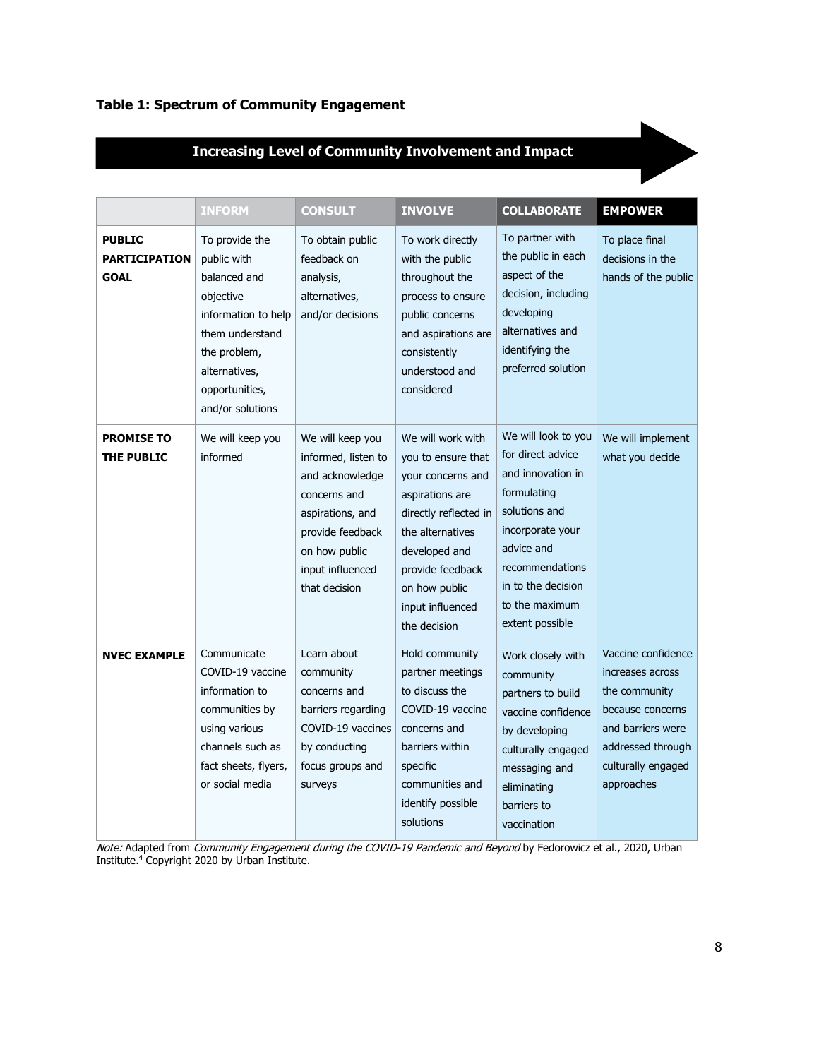**Table 1: Spectrum of Community Engagement**

**Increasing Level of Community Involvement and Impact**

| | INFORM | CONSULT | INVOLVE | COLLABORATE | EMPOWER |
|---|---|---|---|---|---|
| **PUBLIC PARTICIPATION GOAL** | To provide the public with balanced and objective information to help them understand the problem, alternatives, opportunities, and/or solutions | To obtain public feedback on analysis, alternatives, and/or decisions | To work directly with the public throughout the process to ensure public concerns and aspirations are consistently understood and considered | To partner with the public in each aspect of the decision, including developing alternatives and identifying the preferred solution | To place final decisions in the hands of the public |
| **PROMISE TO THE PUBLIC** | We will keep you informed | We will keep you informed, listen to and acknowledge concerns and aspirations, and provide feedback on how public input influenced that decision | We will work with you to ensure that your concerns and aspirations are directly reflected in the alternatives developed and provide feedback on how public input influenced the decision | We will look to you for direct advice and innovation in formulating solutions and incorporate your advice and recommendations in to the decision to the maximum extent possible | We will implement what you decide |
| **NVEC EXAMPLE** | Communicate COVID-19 vaccine information to communities by using various channels such as fact sheets, flyers, or social media | Learn about community concerns and barriers regarding COVID-19 vaccines by conducting focus groups and surveys | Hold community partner meetings to discuss the COVID-19 vaccine concerns and barriers within specific communities and identify possible solutions | Work closely with community partners to build vaccine confidence by developing culturally engaged messaging and eliminating barriers to vaccination | Vaccine confidence increases across the community because concerns and barriers were addressed through culturally engaged approaches |

*Note:* Adapted from *Community Engagement during the COVID-19 Pandemic and Beyond* by Fedorowicz et al., 2020, Urban Institute.[4] Copyright 2020 by Urban Institute.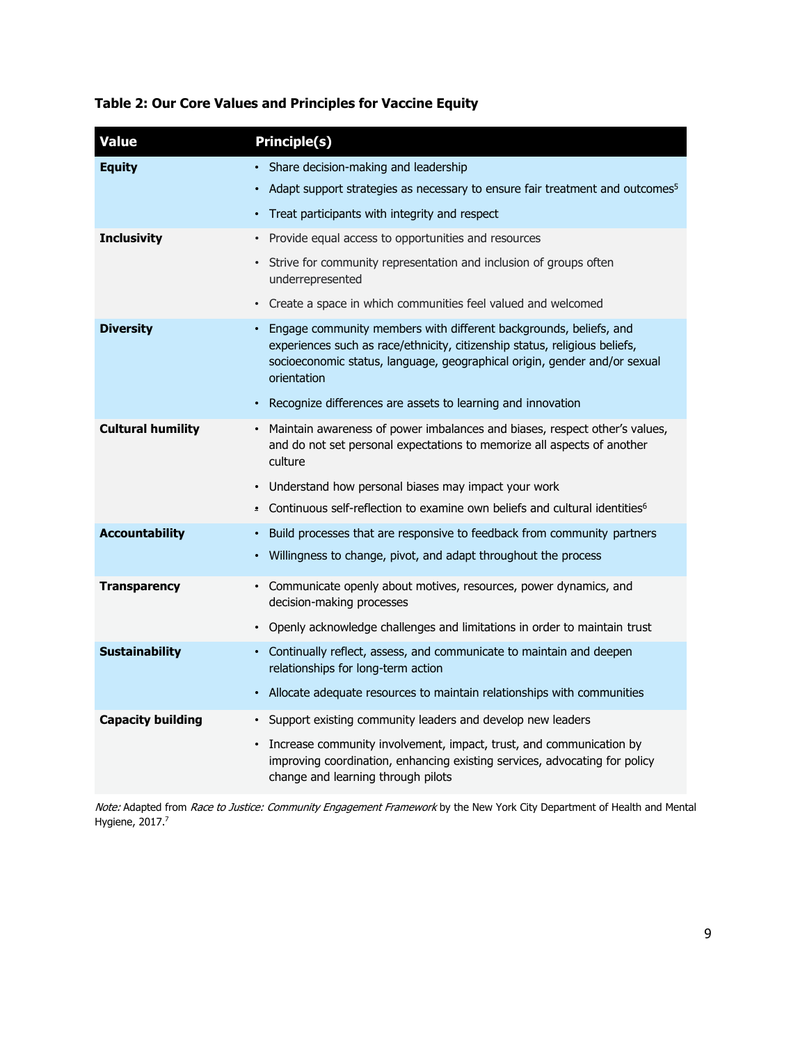**Table 2: Our Core Values and Principles for Vaccine Equity**

| Value | Principle(s) |
| --- | --- |
| **Equity** | • Share decision-making and leadership<br>• Adapt support strategies as necessary to ensure fair treatment and outcomes[5]<br>• Treat participants with integrity and respect |
| **Inclusivity** | • Provide equal access to opportunities and resources<br>• Strive for community representation and inclusion of groups often underrepresented<br>• Create a space in which communities feel valued and welcomed |
| **Diversity** | • Engage community members with different backgrounds, beliefs, and experiences such as race/ethnicity, citizenship status, religious beliefs, socioeconomic status, language, geographical origin, gender and/or sexual orientation<br>• Recognize differences are assets to learning and innovation |
| **Cultural humility** | • Maintain awareness of power imbalances and biases, respect other's values, and do not set personal expectations to memorize all aspects of another culture<br>• Understand how personal biases may impact your work<br>• Continuous self-reflection to examine own beliefs and cultural identities[6] |
| **Accountability** | • Build processes that are responsive to feedback from community partners<br>• Willingness to change, pivot, and adapt throughout the process |
| **Transparency** | • Communicate openly about motives, resources, power dynamics, and decision-making processes<br>• Openly acknowledge challenges and limitations in order to maintain trust |
| **Sustainability** | • Continually reflect, assess, and communicate to maintain and deepen relationships for long-term action<br>• Allocate adequate resources to maintain relationships with communities |
| **Capacity building** | • Support existing community leaders and develop new leaders<br>• Increase community involvement, impact, trust, and communication by improving coordination, enhancing existing services, advocating for policy change and learning through pilots |

*Note:* Adapted from *Race to Justice: Community Engagement Framework* by the New York City Department of Health and Mental Hygiene, 2017.[7]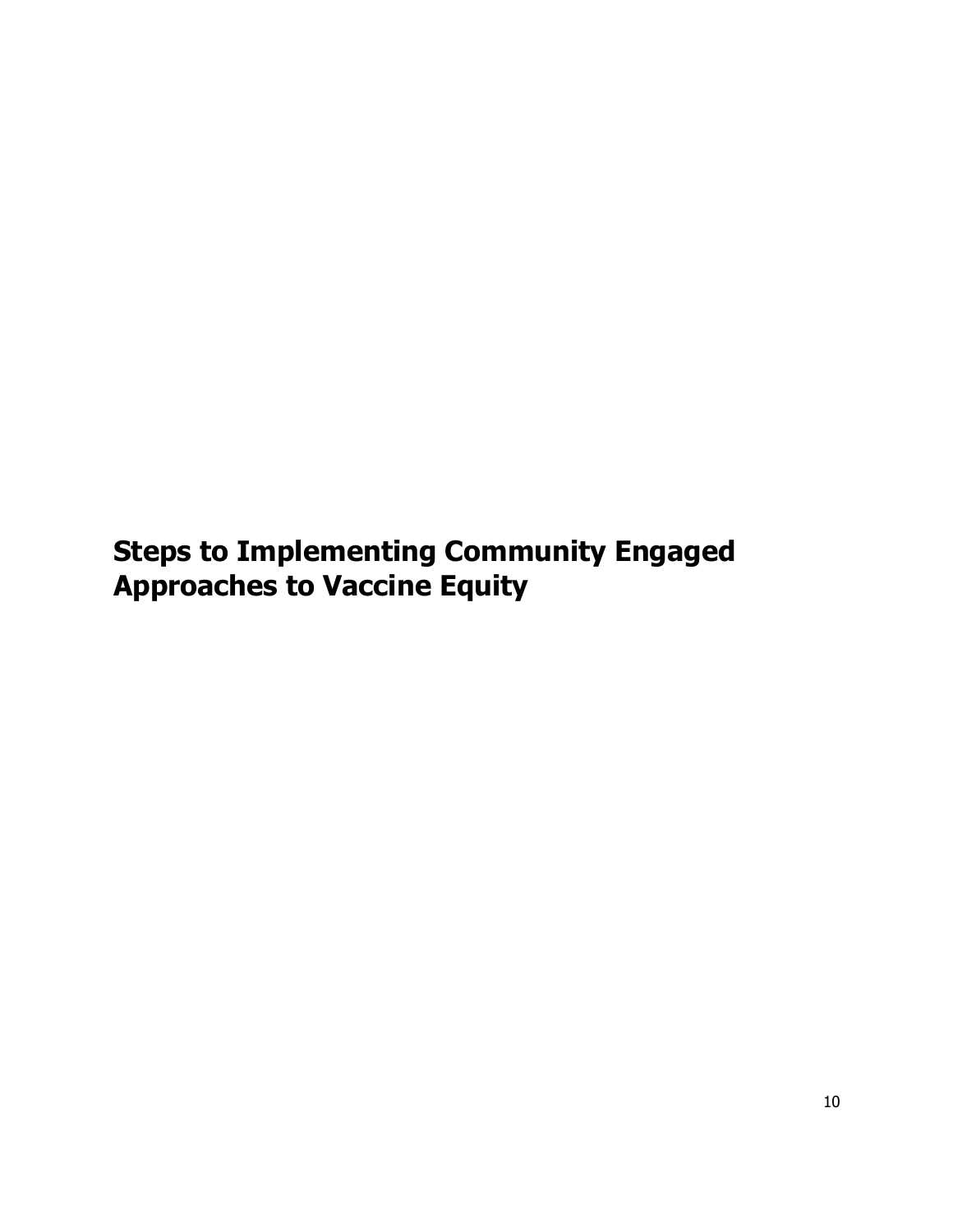# Steps to Implementing Community Engaged Approaches to Vaccine Equity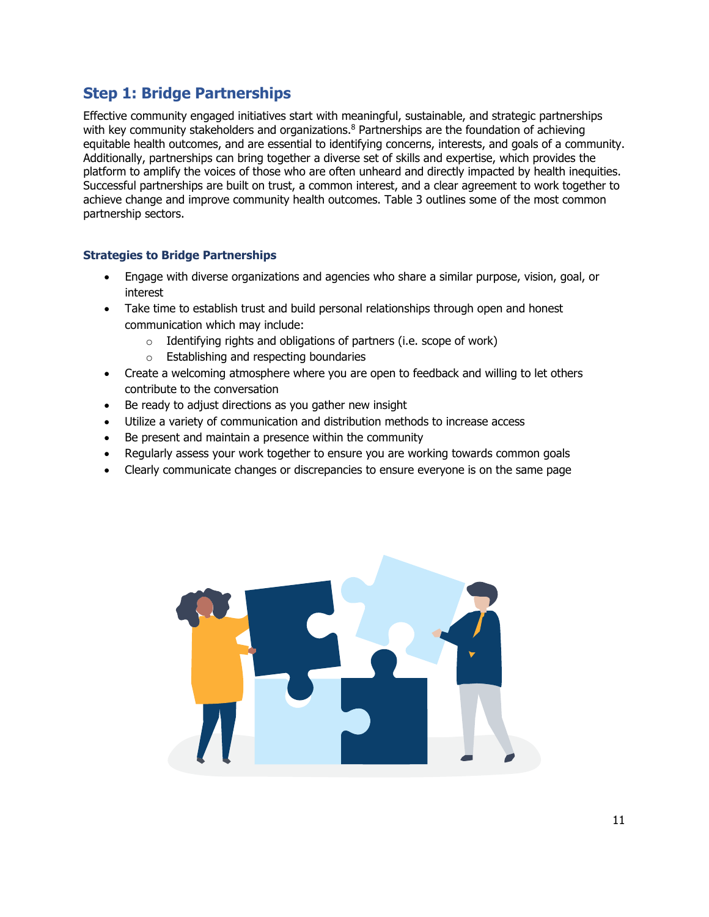## Step 1: Bridge Partnerships

Effective community engaged initiatives start with meaningful, sustainable, and strategic partnerships with key community stakeholders and organizations.[8] Partnerships are the foundation of achieving equitable health outcomes, and are essential to identifying concerns, interests, and goals of a community. Additionally, partnerships can bring together a diverse set of skills and expertise, which provides the platform to amplify the voices of those who are often unheard and directly impacted by health inequities. Successful partnerships are built on trust, a common interest, and a clear agreement to work together to achieve change and improve community health outcomes. Table 3 outlines some of the most common partnership sectors.

### Strategies to Bridge Partnerships

- Engage with diverse organizations and agencies who share a similar purpose, vision, goal, or interest
- Take time to establish trust and build personal relationships through open and honest communication which may include:
  - Identifying rights and obligations of partners (i.e. scope of work)
  - Establishing and respecting boundaries
- Create a welcoming atmosphere where you are open to feedback and willing to let others contribute to the conversation
- Be ready to adjust directions as you gather new insight
- Utilize a variety of communication and distribution methods to increase access
- Be present and maintain a presence within the community
- Regularly assess your work together to ensure you are working towards common goals
- Clearly communicate changes or discrepancies to ensure everyone is on the same page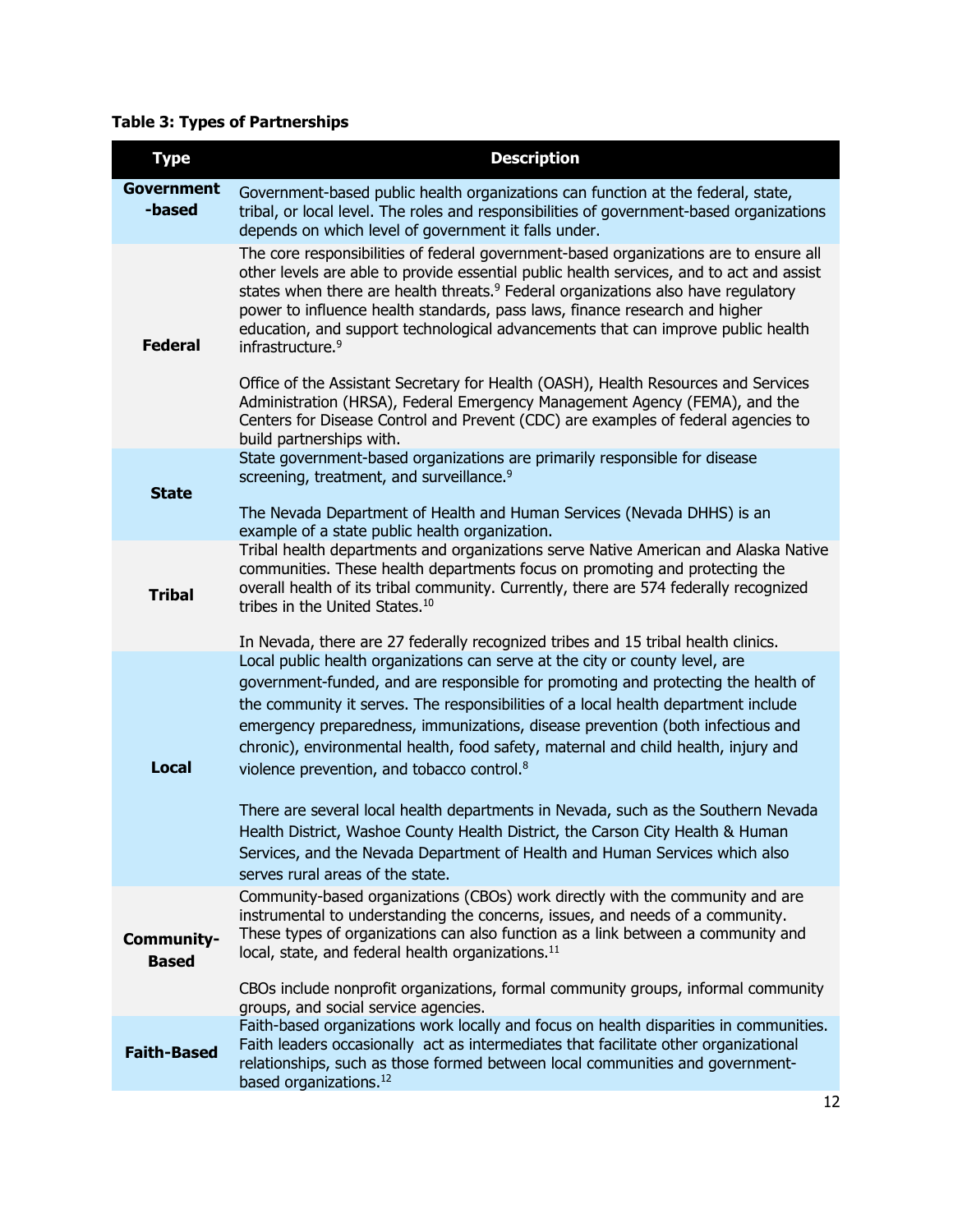**Table 3: Types of Partnerships**

| Type | Description |
| --- | --- |
| **Government-based** | Government-based public health organizations can function at the federal, state, tribal, or local level. The roles and responsibilities of government-based organizations depends on which level of government it falls under. |
| **Federal** | The core responsibilities of federal government-based organizations are to ensure all other levels are able to provide essential public health services, and to act and assist states when there are health threats.[9] Federal organizations also have regulatory power to influence health standards, pass laws, finance research and higher education, and support technological advancements that can improve public health infrastructure.[9]<br><br>Office of the Assistant Secretary for Health (OASH), Health Resources and Services Administration (HRSA), Federal Emergency Management Agency (FEMA), and the Centers for Disease Control and Prevent (CDC) are examples of federal agencies to build partnerships with. |
| **State** | State government-based organizations are primarily responsible for disease screening, treatment, and surveillance.[9]<br><br>The Nevada Department of Health and Human Services (Nevada DHHS) is an example of a state public health organization. |
| **Tribal** | Tribal health departments and organizations serve Native American and Alaska Native communities. These health departments focus on promoting and protecting the overall health of its tribal community. Currently, there are 574 federally recognized tribes in the United States.[10]<br><br>In Nevada, there are 27 federally recognized tribes and 15 tribal health clinics. |
| **Local** | Local public health organizations can serve at the city or county level, are government-funded, and are responsible for promoting and protecting the health of the community it serves. The responsibilities of a local health department include emergency preparedness, immunizations, disease prevention (both infectious and chronic), environmental health, food safety, maternal and child health, injury and violence prevention, and tobacco control.[8]<br><br>There are several local health departments in Nevada, such as the Southern Nevada Health District, Washoe County Health District, the Carson City Health & Human Services, and the Nevada Department of Health and Human Services which also serves rural areas of the state. |
| **Community-Based** | Community-based organizations (CBOs) work directly with the community and are instrumental to understanding the concerns, issues, and needs of a community. These types of organizations can also function as a link between a community and local, state, and federal health organizations.[11]<br><br>CBOs include nonprofit organizations, formal community groups, informal community groups, and social service agencies. |
| **Faith-Based** | Faith-based organizations work locally and focus on health disparities in communities. Faith leaders occasionally act as intermediates that facilitate other organizational relationships, such as those formed between local communities and government-based organizations.[12] |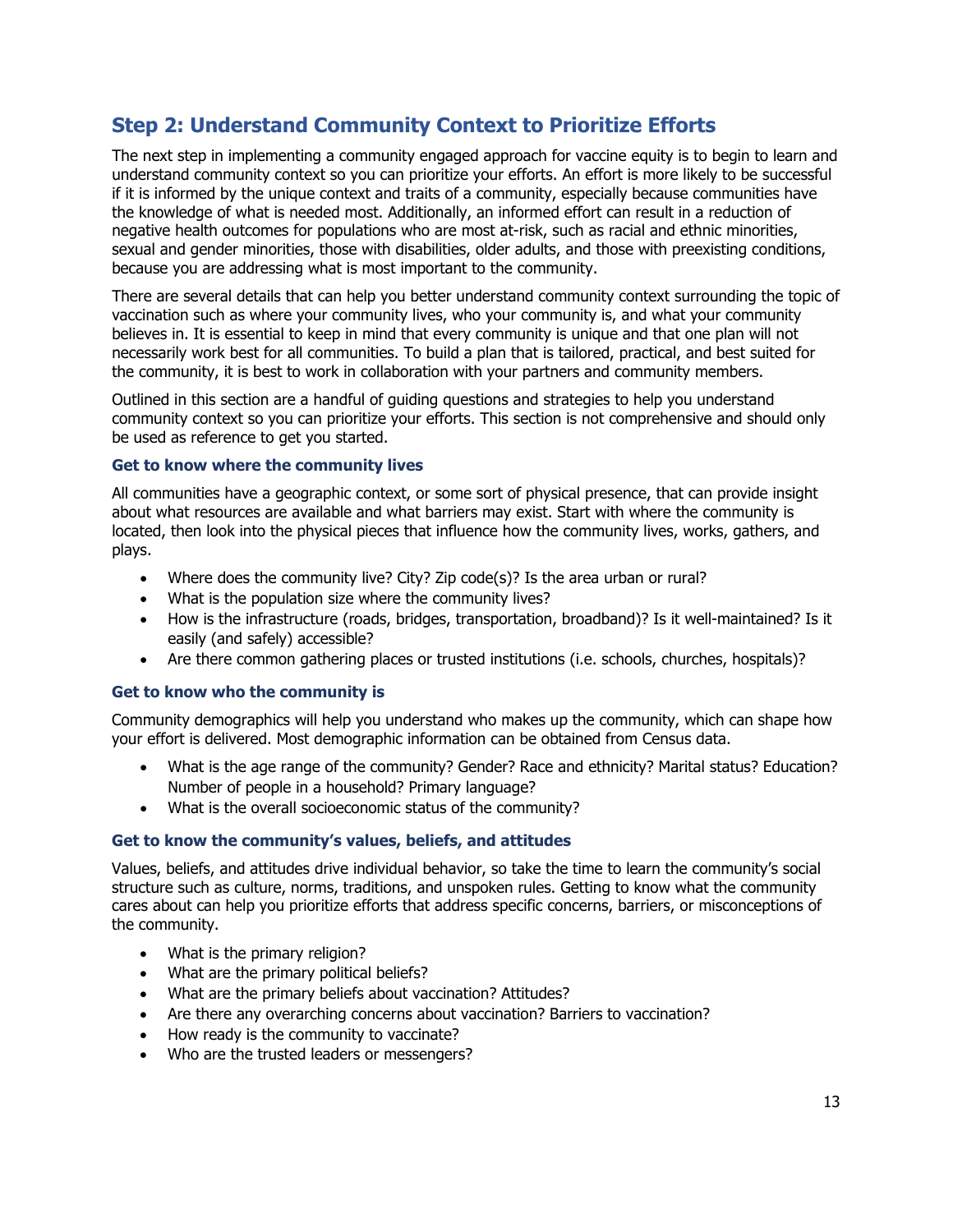## Step 2: Understand Community Context to Prioritize Efforts

The next step in implementing a community engaged approach for vaccine equity is to begin to learn and understand community context so you can prioritize your efforts. An effort is more likely to be successful if it is informed by the unique context and traits of a community, especially because communities have the knowledge of what is needed most. Additionally, an informed effort can result in a reduction of negative health outcomes for populations who are most at-risk, such as racial and ethnic minorities, sexual and gender minorities, those with disabilities, older adults, and those with preexisting conditions, because you are addressing what is most important to the community.

There are several details that can help you better understand community context surrounding the topic of vaccination such as where your community lives, who your community is, and what your community believes in. It is essential to keep in mind that every community is unique and that one plan will not necessarily work best for all communities. To build a plan that is tailored, practical, and best suited for the community, it is best to work in collaboration with your partners and community members.

Outlined in this section are a handful of guiding questions and strategies to help you understand community context so you can prioritize your efforts. This section is not comprehensive and should only be used as reference to get you started.

### Get to know where the community lives

All communities have a geographic context, or some sort of physical presence, that can provide insight about what resources are available and what barriers may exist. Start with where the community is located, then look into the physical pieces that influence how the community lives, works, gathers, and plays.

- Where does the community live? City? Zip code(s)? Is the area urban or rural?
- What is the population size where the community lives?
- How is the infrastructure (roads, bridges, transportation, broadband)? Is it well-maintained? Is it easily (and safely) accessible?
- Are there common gathering places or trusted institutions (i.e. schools, churches, hospitals)?

### Get to know who the community is

Community demographics will help you understand who makes up the community, which can shape how your effort is delivered. Most demographic information can be obtained from Census data.

- What is the age range of the community? Gender? Race and ethnicity? Marital status? Education? Number of people in a household? Primary language?
- What is the overall socioeconomic status of the community?

### Get to know the community's values, beliefs, and attitudes

Values, beliefs, and attitudes drive individual behavior, so take the time to learn the community's social structure such as culture, norms, traditions, and unspoken rules. Getting to know what the community cares about can help you prioritize efforts that address specific concerns, barriers, or misconceptions of the community.

- What is the primary religion?
- What are the primary political beliefs?
- What are the primary beliefs about vaccination? Attitudes?
- Are there any overarching concerns about vaccination? Barriers to vaccination?
- How ready is the community to vaccinate?
- Who are the trusted leaders or messengers?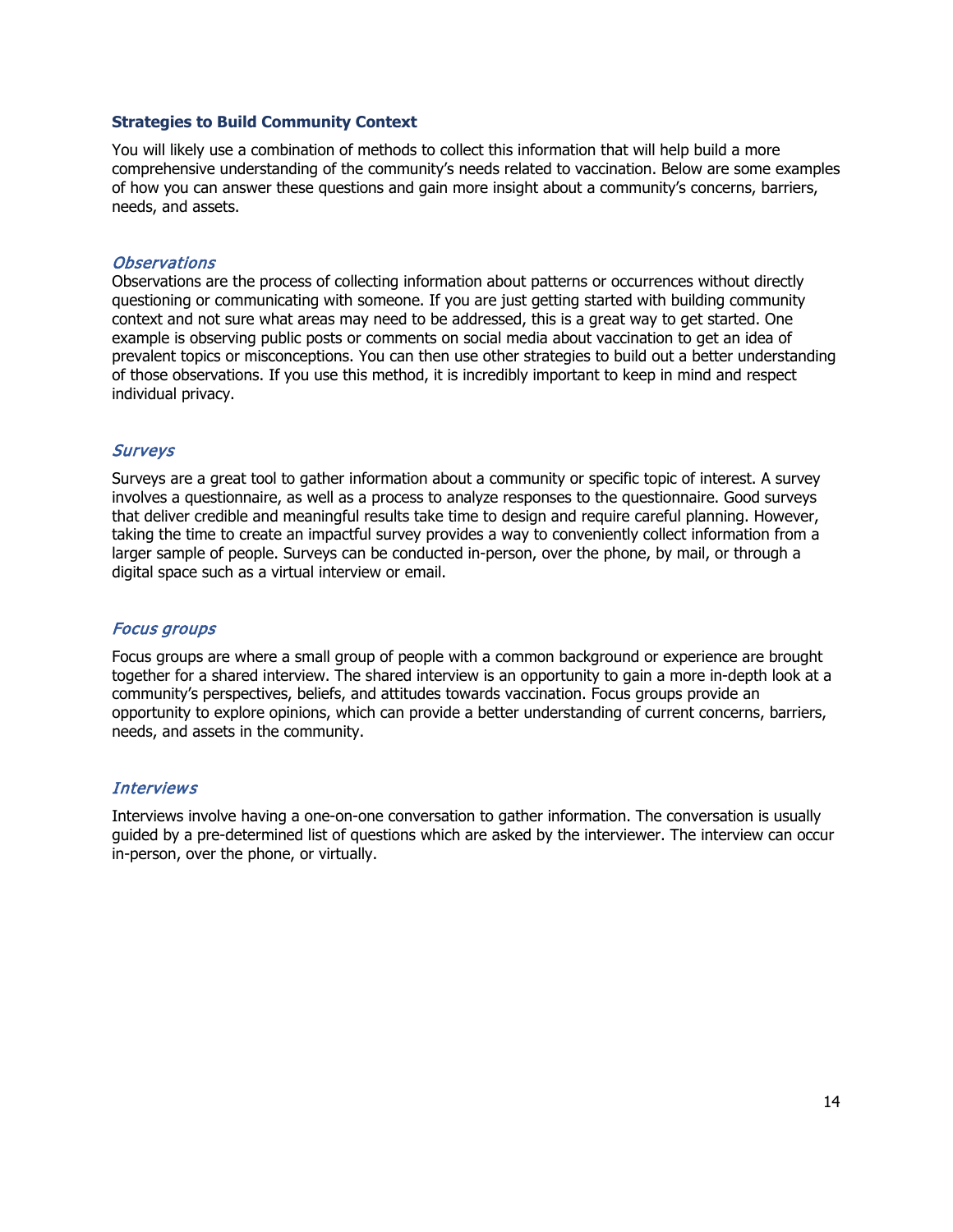## Strategies to Build Community Context

You will likely use a combination of methods to collect this information that will help build a more comprehensive understanding of the community's needs related to vaccination. Below are some examples of how you can answer these questions and gain more insight about a community's concerns, barriers, needs, and assets.

### *Observations*

Observations are the process of collecting information about patterns or occurrences without directly questioning or communicating with someone. If you are just getting started with building community context and not sure what areas may need to be addressed, this is a great way to get started. One example is observing public posts or comments on social media about vaccination to get an idea of prevalent topics or misconceptions. You can then use other strategies to build out a better understanding of those observations. If you use this method, it is incredibly important to keep in mind and respect individual privacy.

### *Surveys*

Surveys are a great tool to gather information about a community or specific topic of interest. A survey involves a questionnaire, as well as a process to analyze responses to the questionnaire. Good surveys that deliver credible and meaningful results take time to design and require careful planning. However, taking the time to create an impactful survey provides a way to conveniently collect information from a larger sample of people. Surveys can be conducted in-person, over the phone, by mail, or through a digital space such as a virtual interview or email.

### *Focus groups*

Focus groups are where a small group of people with a common background or experience are brought together for a shared interview. The shared interview is an opportunity to gain a more in-depth look at a community's perspectives, beliefs, and attitudes towards vaccination. Focus groups provide an opportunity to explore opinions, which can provide a better understanding of current concerns, barriers, needs, and assets in the community.

### *Interviews*

Interviews involve having a one-on-one conversation to gather information. The conversation is usually guided by a pre-determined list of questions which are asked by the interviewer. The interview can occur in-person, over the phone, or virtually.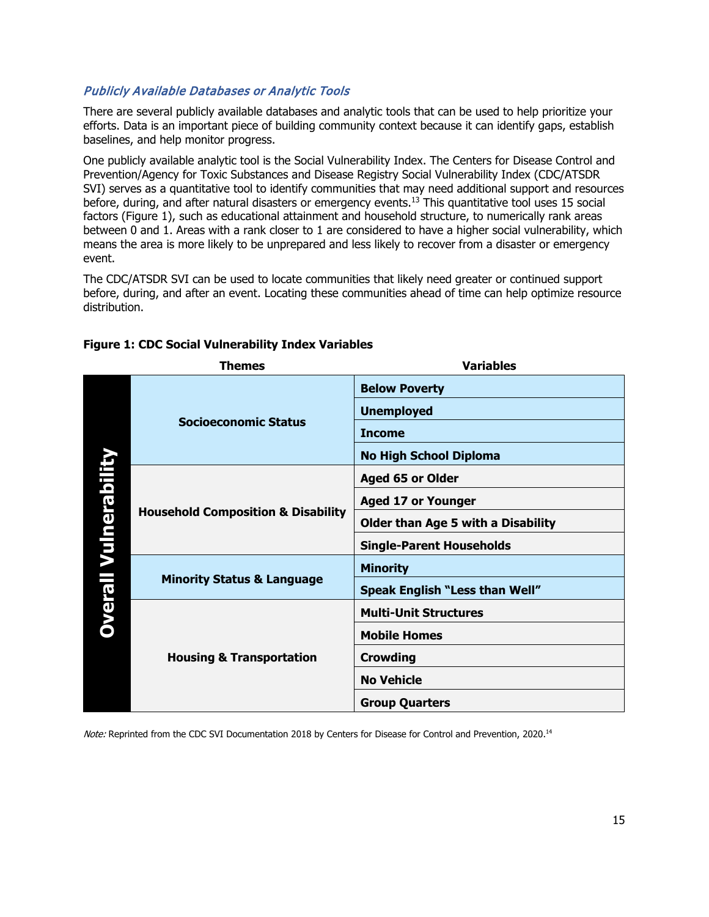### *Publicly Available Databases or Analytic Tools*

There are several publicly available databases and analytic tools that can be used to help prioritize your efforts. Data is an important piece of building community context because it can identify gaps, establish baselines, and help monitor progress.

One publicly available analytic tool is the Social Vulnerability Index. The Centers for Disease Control and Prevention/Agency for Toxic Substances and Disease Registry Social Vulnerability Index (CDC/ATSDR SVI) serves as a quantitative tool to identify communities that may need additional support and resources before, during, and after natural disasters or emergency events.[13] This quantitative tool uses 15 social factors (Figure 1), such as educational attainment and household structure, to numerically rank areas between 0 and 1. Areas with a rank closer to 1 are considered to have a higher social vulnerability, which means the area is more likely to be unprepared and less likely to recover from a disaster or emergency event.

The CDC/ATSDR SVI can be used to locate communities that likely need greater or continued support before, during, and after an event. Locating these communities ahead of time can help optimize resource distribution.

**Figure 1: CDC Social Vulnerability Index Variables**

| | Themes | Variables |
|---|---|---|
| **Overall Vulnerability** | **Socioeconomic Status** | **Below Poverty** |
| | | **Unemployed** |
| | | **Income** |
| | | **No High School Diploma** |
| | **Household Composition & Disability** | **Aged 65 or Older** |
| | | **Aged 17 or Younger** |
| | | **Older than Age 5 with a Disability** |
| | | **Single-Parent Households** |
| | **Minority Status & Language** | **Minority** |
| | | **Speak English "Less than Well"** |
| | **Housing & Transportation** | **Multi-Unit Structures** |
| | | **Mobile Homes** |
| | | **Crowding** |
| | | **No Vehicle** |
| | | **Group Quarters** |

*Note:* Reprinted from the CDC SVI Documentation 2018 by Centers for Disease for Control and Prevention, 2020.[14]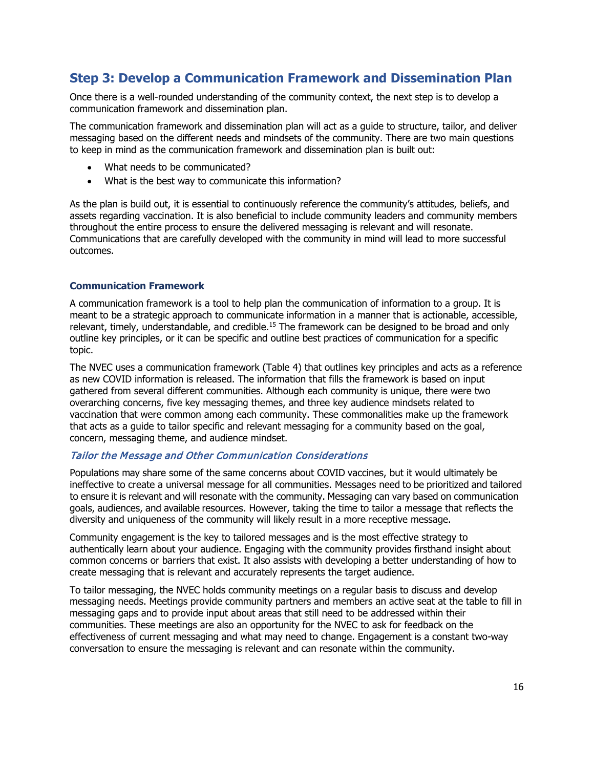## Step 3: Develop a Communication Framework and Dissemination Plan

Once there is a well-rounded understanding of the community context, the next step is to develop a communication framework and dissemination plan.

The communication framework and dissemination plan will act as a guide to structure, tailor, and deliver messaging based on the different needs and mindsets of the community. There are two main questions to keep in mind as the communication framework and dissemination plan is built out:

- What needs to be communicated?
- What is the best way to communicate this information?

As the plan is build out, it is essential to continuously reference the community's attitudes, beliefs, and assets regarding vaccination. It is also beneficial to include community leaders and community members throughout the entire process to ensure the delivered messaging is relevant and will resonate. Communications that are carefully developed with the community in mind will lead to more successful outcomes.

### Communication Framework

A communication framework is a tool to help plan the communication of information to a group. It is meant to be a strategic approach to communicate information in a manner that is actionable, accessible, relevant, timely, understandable, and credible.[15] The framework can be designed to be broad and only outline key principles, or it can be specific and outline best practices of communication for a specific topic.

The NVEC uses a communication framework (Table 4) that outlines key principles and acts as a reference as new COVID information is released. The information that fills the framework is based on input gathered from several different communities. Although each community is unique, there were two overarching concerns, five key messaging themes, and three key audience mindsets related to vaccination that were common among each community. These commonalities make up the framework that acts as a guide to tailor specific and relevant messaging for a community based on the goal, concern, messaging theme, and audience mindset.

#### *Tailor the Message and Other Communication Considerations*

Populations may share some of the same concerns about COVID vaccines, but it would ultimately be ineffective to create a universal message for all communities. Messages need to be prioritized and tailored to ensure it is relevant and will resonate with the community. Messaging can vary based on communication goals, audiences, and available resources. However, taking the time to tailor a message that reflects the diversity and uniqueness of the community will likely result in a more receptive message.

Community engagement is the key to tailored messages and is the most effective strategy to authentically learn about your audience. Engaging with the community provides firsthand insight about common concerns or barriers that exist. It also assists with developing a better understanding of how to create messaging that is relevant and accurately represents the target audience.

To tailor messaging, the NVEC holds community meetings on a regular basis to discuss and develop messaging needs. Meetings provide community partners and members an active seat at the table to fill in messaging gaps and to provide input about areas that still need to be addressed within their communities. These meetings are also an opportunity for the NVEC to ask for feedback on the effectiveness of current messaging and what may need to change. Engagement is a constant two-way conversation to ensure the messaging is relevant and can resonate within the community.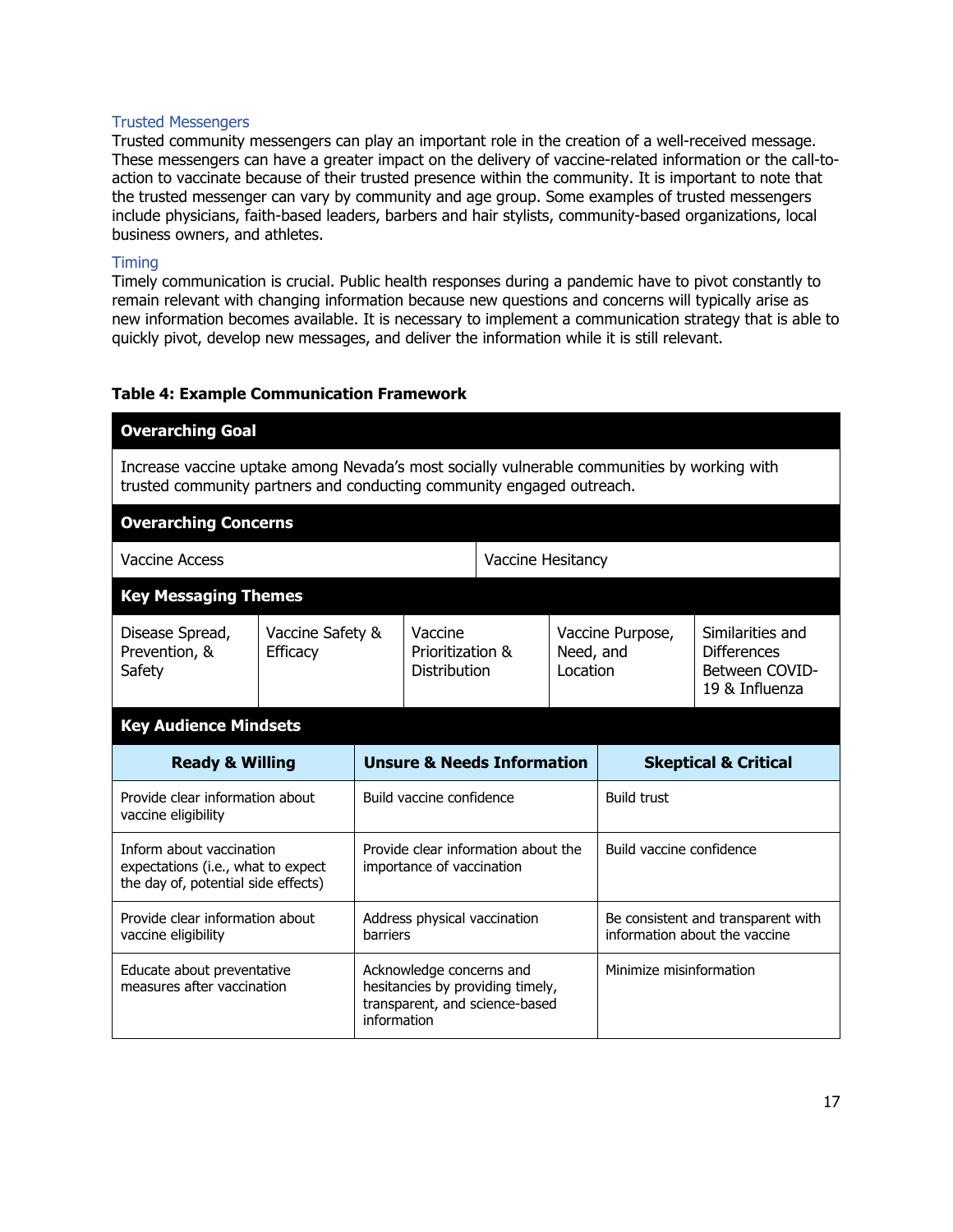### Trusted Messengers

Trusted community messengers can play an important role in the creation of a well-received message. These messengers can have a greater impact on the delivery of vaccine-related information or the call-to-action to vaccinate because of their trusted presence within the community. It is important to note that the trusted messenger can vary by community and age group. Some examples of trusted messengers include physicians, faith-based leaders, barbers and hair stylists, community-based organizations, local business owners, and athletes.

### Timing

Timely communication is crucial. Public health responses during a pandemic have to pivot constantly to remain relevant with changing information because new questions and concerns will typically arise as new information becomes available. It is necessary to implement a communication strategy that is able to quickly pivot, develop new messages, and deliver the information while it is still relevant.

**Table 4: Example Communication Framework**

| **Overarching Goal** | | | | |
|---|---|---|---|---|
| Increase vaccine uptake among Nevada's most socially vulnerable communities by working with trusted community partners and conducting community engaged outreach. | | | | |
| **Overarching Concerns** | | | | |
| Vaccine Access | | Vaccine Hesitancy | | |
| **Key Messaging Themes** | | | | |
| Disease Spread, Prevention, & Safety | Vaccine Safety & Efficacy | Vaccine Prioritization & Distribution | Vaccine Purpose, Need, and Location | Similarities and Differences Between COVID-19 & Influenza |

| **Key Audience Mindsets** | | |
|---|---|---|
| **Ready & Willing** | **Unsure & Needs Information** | **Skeptical & Critical** |
| Provide clear information about vaccine eligibility | Build vaccine confidence | Build trust |
| Inform about vaccination expectations (i.e., what to expect the day of, potential side effects) | Provide clear information about the importance of vaccination | Build vaccine confidence |
| Provide clear information about vaccine eligibility | Address physical vaccination barriers | Be consistent and transparent with information about the vaccine |
| Educate about preventative measures after vaccination | Acknowledge concerns and hesitancies by providing timely, transparent, and science-based information | Minimize misinformation |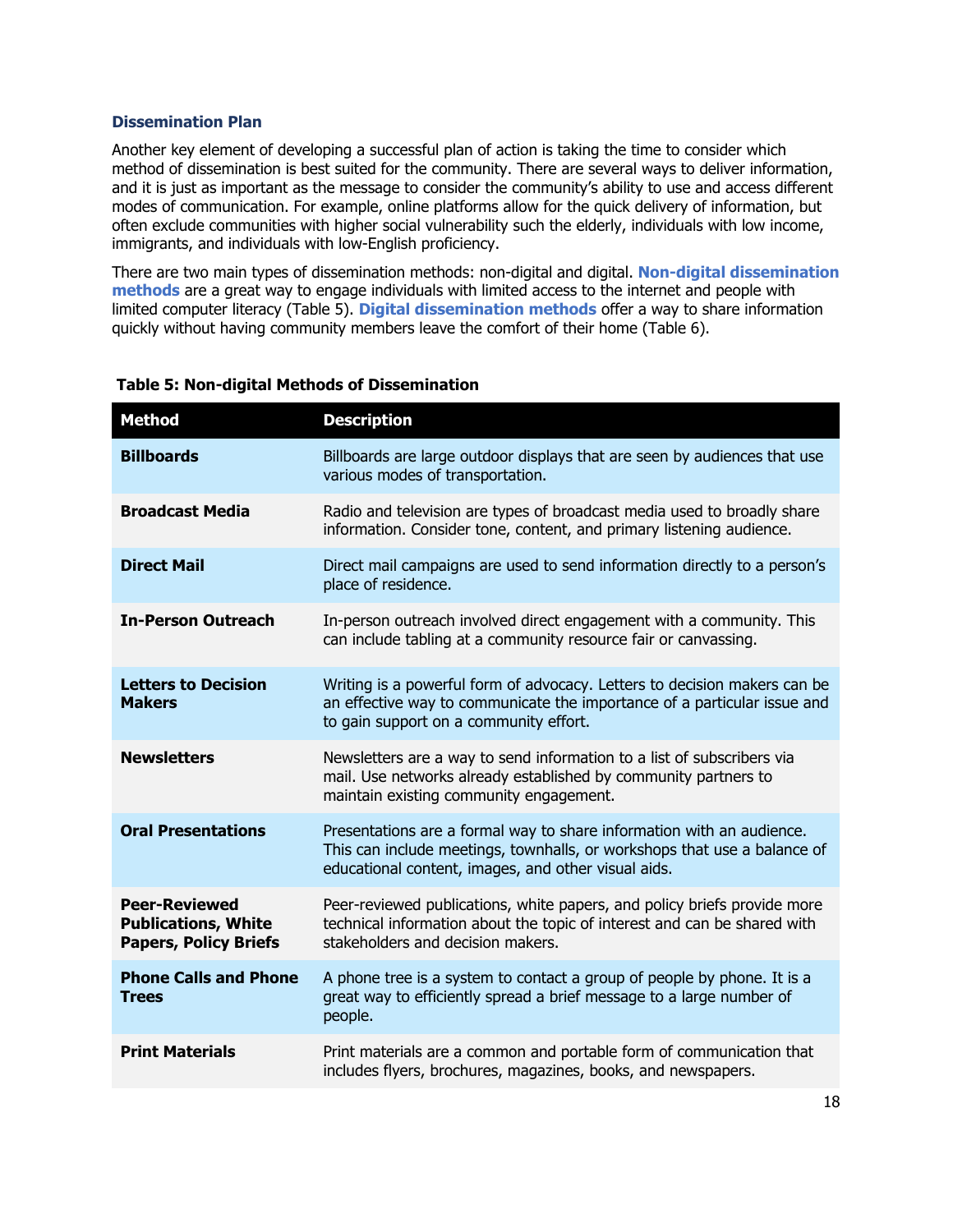### Dissemination Plan

Another key element of developing a successful plan of action is taking the time to consider which method of dissemination is best suited for the community. There are several ways to deliver information, and it is just as important as the message to consider the community's ability to use and access different modes of communication. For example, online platforms allow for the quick delivery of information, but often exclude communities with higher social vulnerability such the elderly, individuals with low income, immigrants, and individuals with low-English proficiency.

There are two main types of dissemination methods: non-digital and digital. **Non-digital dissemination methods** are a great way to engage individuals with limited access to the internet and people with limited computer literacy (Table 5). **Digital dissemination methods** offer a way to share information quickly without having community members leave the comfort of their home (Table 6).

**Table 5: Non-digital Methods of Dissemination**

| Method | Description |
| --- | --- |
| **Billboards** | Billboards are large outdoor displays that are seen by audiences that use various modes of transportation. |
| **Broadcast Media** | Radio and television are types of broadcast media used to broadly share information. Consider tone, content, and primary listening audience. |
| **Direct Mail** | Direct mail campaigns are used to send information directly to a person's place of residence. |
| **In-Person Outreach** | In-person outreach involved direct engagement with a community. This can include tabling at a community resource fair or canvassing. |
| **Letters to Decision Makers** | Writing is a powerful form of advocacy. Letters to decision makers can be an effective way to communicate the importance of a particular issue and to gain support on a community effort. |
| **Newsletters** | Newsletters are a way to send information to a list of subscribers via mail. Use networks already established by community partners to maintain existing community engagement. |
| **Oral Presentations** | Presentations are a formal way to share information with an audience. This can include meetings, townhalls, or workshops that use a balance of educational content, images, and other visual aids. |
| **Peer-Reviewed Publications, White Papers, Policy Briefs** | Peer-reviewed publications, white papers, and policy briefs provide more technical information about the topic of interest and can be shared with stakeholders and decision makers. |
| **Phone Calls and Phone Trees** | A phone tree is a system to contact a group of people by phone. It is a great way to efficiently spread a brief message to a large number of people. |
| **Print Materials** | Print materials are a common and portable form of communication that includes flyers, brochures, magazines, books, and newspapers. |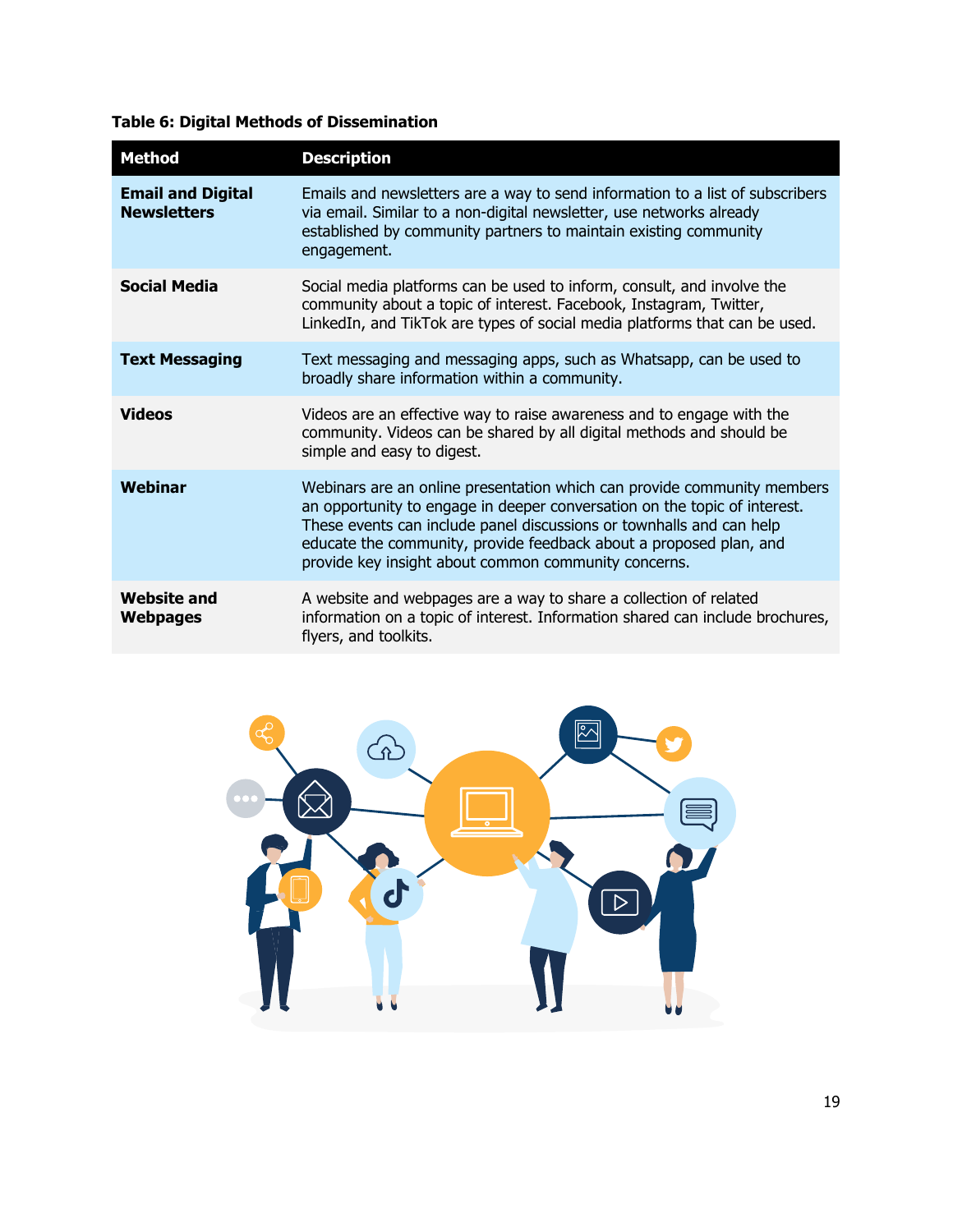**Table 6: Digital Methods of Dissemination**

| Method | Description |
|---|---|
| **Email and Digital Newsletters** | Emails and newsletters are a way to send information to a list of subscribers via email. Similar to a non-digital newsletter, use networks already established by community partners to maintain existing community engagement. |
| **Social Media** | Social media platforms can be used to inform, consult, and involve the community about a topic of interest. Facebook, Instagram, Twitter, LinkedIn, and TikTok are types of social media platforms that can be used. |
| **Text Messaging** | Text messaging and messaging apps, such as Whatsapp, can be used to broadly share information within a community. |
| **Videos** | Videos are an effective way to raise awareness and to engage with the community. Videos can be shared by all digital methods and should be simple and easy to digest. |
| **Webinar** | Webinars are an online presentation which can provide community members an opportunity to engage in deeper conversation on the topic of interest. These events can include panel discussions or townhalls and can help educate the community, provide feedback about a proposed plan, and provide key insight about common community concerns. |
| **Website and Webpages** | A website and webpages are a way to share a collection of related information on a topic of interest. Information shared can include brochures, flyers, and toolkits. |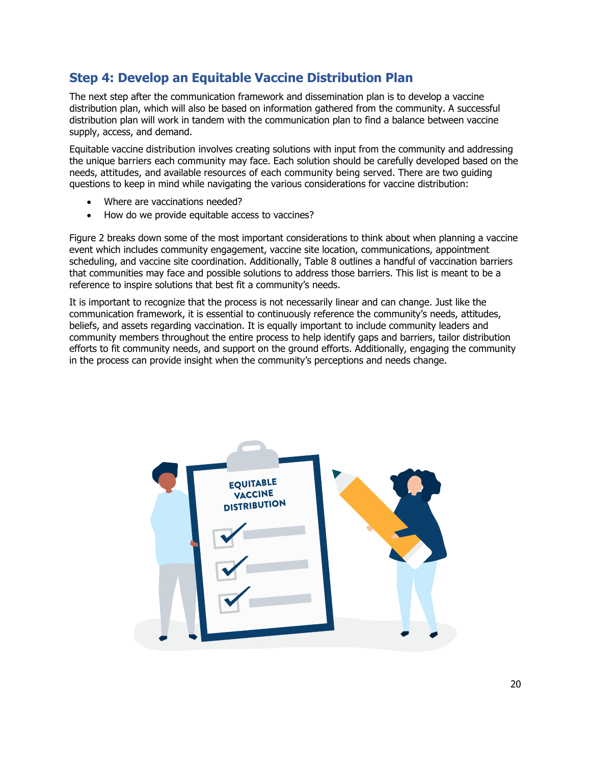## Step 4: Develop an Equitable Vaccine Distribution Plan

The next step after the communication framework and dissemination plan is to develop a vaccine distribution plan, which will also be based on information gathered from the community. A successful distribution plan will work in tandem with the communication plan to find a balance between vaccine supply, access, and demand.

Equitable vaccine distribution involves creating solutions with input from the community and addressing the unique barriers each community may face. Each solution should be carefully developed based on the needs, attitudes, and available resources of each community being served. There are two guiding questions to keep in mind while navigating the various considerations for vaccine distribution:

- Where are vaccinations needed?
- How do we provide equitable access to vaccines?

Figure 2 breaks down some of the most important considerations to think about when planning a vaccine event which includes community engagement, vaccine site location, communications, appointment scheduling, and vaccine site coordination. Additionally, Table 8 outlines a handful of vaccination barriers that communities may face and possible solutions to address those barriers. This list is meant to be a reference to inspire solutions that best fit a community's needs.

It is important to recognize that the process is not necessarily linear and can change. Just like the communication framework, it is essential to continuously reference the community's needs, attitudes, beliefs, and assets regarding vaccination. It is equally important to include community leaders and community members throughout the entire process to help identify gaps and barriers, tailor distribution efforts to fit community needs, and support on the ground efforts. Additionally, engaging the community in the process can provide insight when the community's perceptions and needs change.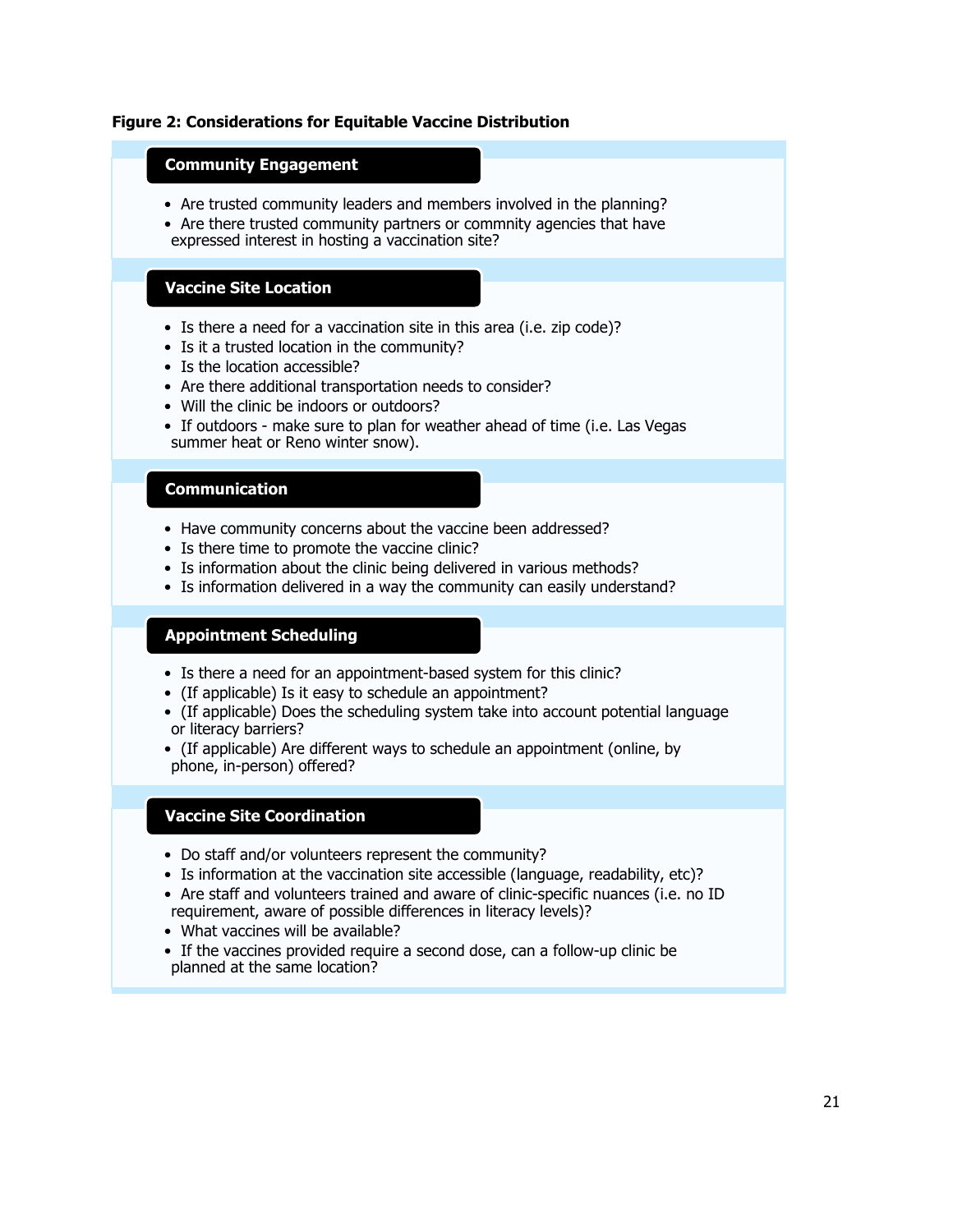**Figure 2: Considerations for Equitable Vaccine Distribution**

### Community Engagement

- Are trusted community leaders and members involved in the planning?
- Are there trusted community partners or commnity agencies that have expressed interest in hosting a vaccination site?

### Vaccine Site Location

- Is there a need for a vaccination site in this area (i.e. zip code)?
- Is it a trusted location in the community?
- Is the location accessible?
- Are there additional transportation needs to consider?
- Will the clinic be indoors or outdoors?
- If outdoors - make sure to plan for weather ahead of time (i.e. Las Vegas summer heat or Reno winter snow).

### Communication

- Have community concerns about the vaccine been addressed?
- Is there time to promote the vaccine clinic?
- Is information about the clinic being delivered in various methods?
- Is information delivered in a way the community can easily understand?

### Appointment Scheduling

- Is there a need for an appointment-based system for this clinic?
- (If applicable) Is it easy to schedule an appointment?
- (If applicable) Does the scheduling system take into account potential language or literacy barriers?
- (If applicable) Are different ways to schedule an appointment (online, by phone, in-person) offered?

### Vaccine Site Coordination

- Do staff and/or volunteers represent the community?
- Is information at the vaccination site accessible (language, readability, etc)?
- Are staff and volunteers trained and aware of clinic-specific nuances (i.e. no ID requirement, aware of possible differences in literacy levels)?
- What vaccines will be available?
- If the vaccines provided require a second dose, can a follow-up clinic be planned at the same location?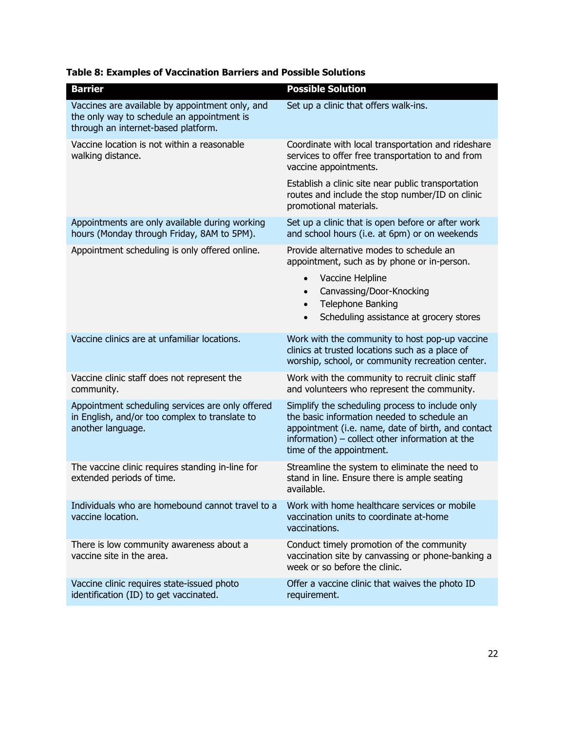**Table 8: Examples of Vaccination Barriers and Possible Solutions**

| Barrier | Possible Solution |
|---|---|
| Vaccines are available by appointment only, and the only way to schedule an appointment is through an internet-based platform. | Set up a clinic that offers walk-ins. |
| Vaccine location is not within a reasonable walking distance. | Coordinate with local transportation and rideshare services to offer free transportation to and from vaccine appointments.<br><br>Establish a clinic site near public transportation routes and include the stop number/ID on clinic promotional materials. |
| Appointments are only available during working hours (Monday through Friday, 8AM to 5PM). | Set up a clinic that is open before or after work and school hours (i.e. at 6pm) or on weekends |
| Appointment scheduling is only offered online. | Provide alternative modes to schedule an appointment, such as by phone or in-person.<br>• Vaccine Helpline<br>• Canvassing/Door-Knocking<br>• Telephone Banking<br>• Scheduling assistance at grocery stores |
| Vaccine clinics are at unfamiliar locations. | Work with the community to host pop-up vaccine clinics at trusted locations such as a place of worship, school, or community recreation center. |
| Vaccine clinic staff does not represent the community. | Work with the community to recruit clinic staff and volunteers who represent the community. |
| Appointment scheduling services are only offered in English, and/or too complex to translate to another language. | Simplify the scheduling process to include only the basic information needed to schedule an appointment (i.e. name, date of birth, and contact information) – collect other information at the time of the appointment. |
| The vaccine clinic requires standing in-line for extended periods of time. | Streamline the system to eliminate the need to stand in line. Ensure there is ample seating available. |
| Individuals who are homebound cannot travel to a vaccine location. | Work with home healthcare services or mobile vaccination units to coordinate at-home vaccinations. |
| There is low community awareness about a vaccine site in the area. | Conduct timely promotion of the community vaccination site by canvassing or phone-banking a week or so before the clinic. |
| Vaccine clinic requires state-issued photo identification (ID) to get vaccinated. | Offer a vaccine clinic that waives the photo ID requirement. |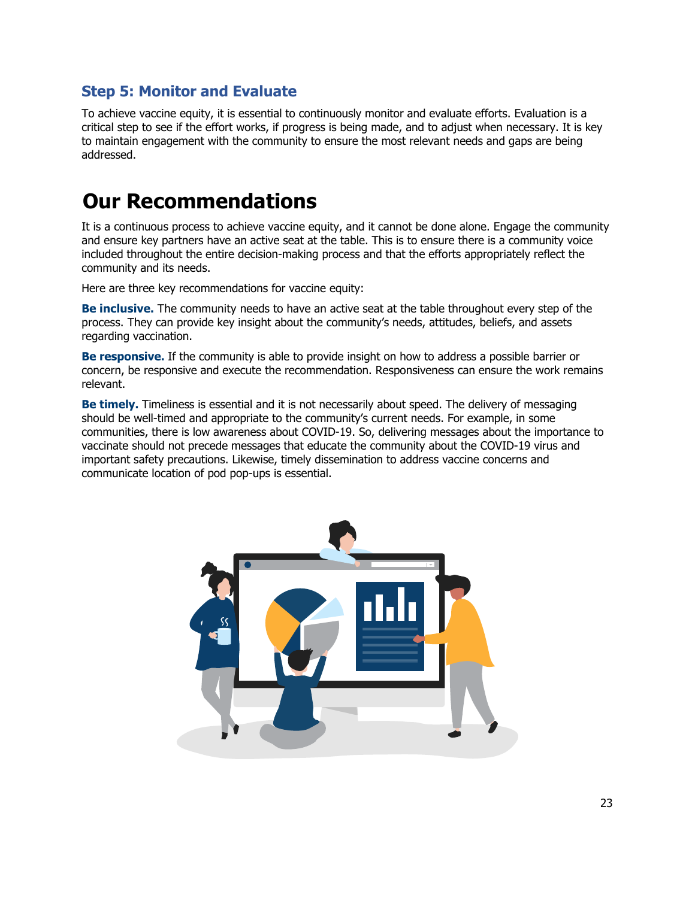### Step 5: Monitor and Evaluate

To achieve vaccine equity, it is essential to continuously monitor and evaluate efforts. Evaluation is a critical step to see if the effort works, if progress is being made, and to adjust when necessary. It is key to maintain engagement with the community to ensure the most relevant needs and gaps are being addressed.

## Our Recommendations

It is a continuous process to achieve vaccine equity, and it cannot be done alone. Engage the community and ensure key partners have an active seat at the table. This is to ensure there is a community voice included throughout the entire decision-making process and that the efforts appropriately reflect the community and its needs.

Here are three key recommendations for vaccine equity:

**Be inclusive.** The community needs to have an active seat at the table throughout every step of the process. They can provide key insight about the community's needs, attitudes, beliefs, and assets regarding vaccination.

**Be responsive.** If the community is able to provide insight on how to address a possible barrier or concern, be responsive and execute the recommendation. Responsiveness can ensure the work remains relevant.

**Be timely.** Timeliness is essential and it is not necessarily about speed. The delivery of messaging should be well-timed and appropriate to the community's current needs. For example, in some communities, there is low awareness about COVID-19. So, delivering messages about the importance to vaccinate should not precede messages that educate the community about the COVID-19 virus and important safety precautions. Likewise, timely dissemination to address vaccine concerns and communicate location of pod pop-ups is essential.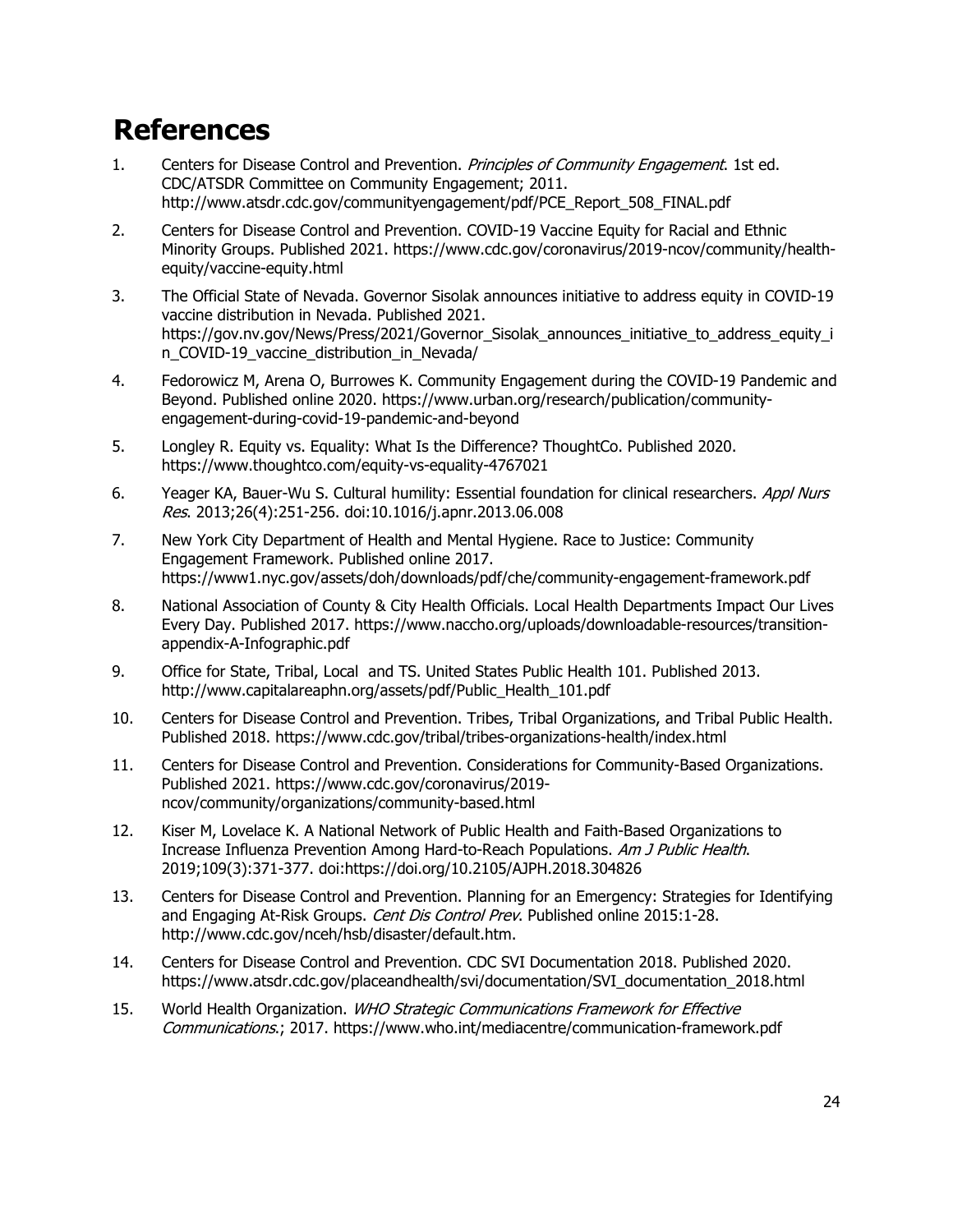# References

1. Centers for Disease Control and Prevention. *Principles of Community Engagement*. 1st ed. CDC/ATSDR Committee on Community Engagement; 2011. http://www.atsdr.cdc.gov/communityengagement/pdf/PCE_Report_508_FINAL.pdf
2. Centers for Disease Control and Prevention. COVID-19 Vaccine Equity for Racial and Ethnic Minority Groups. Published 2021. https://www.cdc.gov/coronavirus/2019-ncov/community/health-equity/vaccine-equity.html
3. The Official State of Nevada. Governor Sisolak announces initiative to address equity in COVID-19 vaccine distribution in Nevada. Published 2021. https://gov.nv.gov/News/Press/2021/Governor_Sisolak_announces_initiative_to_address_equity_in_COVID-19_vaccine_distribution_in_Nevada/
4. Fedorowicz M, Arena O, Burrowes K. Community Engagement during the COVID-19 Pandemic and Beyond. Published online 2020. https://www.urban.org/research/publication/community-engagement-during-covid-19-pandemic-and-beyond
5. Longley R. Equity vs. Equality: What Is the Difference? ThoughtCo. Published 2020. https://www.thoughtco.com/equity-vs-equality-4767021
6. Yeager KA, Bauer-Wu S. Cultural humility: Essential foundation for clinical researchers. *Appl Nurs Res*. 2013;26(4):251-256. doi:10.1016/j.apnr.2013.06.008
7. New York City Department of Health and Mental Hygiene. Race to Justice: Community Engagement Framework. Published online 2017. https://www1.nyc.gov/assets/doh/downloads/pdf/che/community-engagement-framework.pdf
8. National Association of County & City Health Officials. Local Health Departments Impact Our Lives Every Day. Published 2017. https://www.naccho.org/uploads/downloadable-resources/transition-appendix-A-Infographic.pdf
9. Office for State, Tribal, Local and TS. United States Public Health 101. Published 2013. http://www.capitalareaphn.org/assets/pdf/Public_Health_101.pdf
10. Centers for Disease Control and Prevention. Tribes, Tribal Organizations, and Tribal Public Health. Published 2018. https://www.cdc.gov/tribal/tribes-organizations-health/index.html
11. Centers for Disease Control and Prevention. Considerations for Community-Based Organizations. Published 2021. https://www.cdc.gov/coronavirus/2019-ncov/community/organizations/community-based.html
12. Kiser M, Lovelace K. A National Network of Public Health and Faith-Based Organizations to Increase Influenza Prevention Among Hard-to-Reach Populations. *Am J Public Health*. 2019;109(3):371-377. doi:https://doi.org/10.2105/AJPH.2018.304826
13. Centers for Disease Control and Prevention. Planning for an Emergency: Strategies for Identifying and Engaging At-Risk Groups. *Cent Dis Control Prev*. Published online 2015:1-28. http://www.cdc.gov/nceh/hsb/disaster/default.htm.
14. Centers for Disease Control and Prevention. CDC SVI Documentation 2018. Published 2020. https://www.atsdr.cdc.gov/placeandhealth/svi/documentation/SVI_documentation_2018.html
15. World Health Organization. *WHO Strategic Communications Framework for Effective Communications.*; 2017. https://www.who.int/mediacentre/communication-framework.pdf